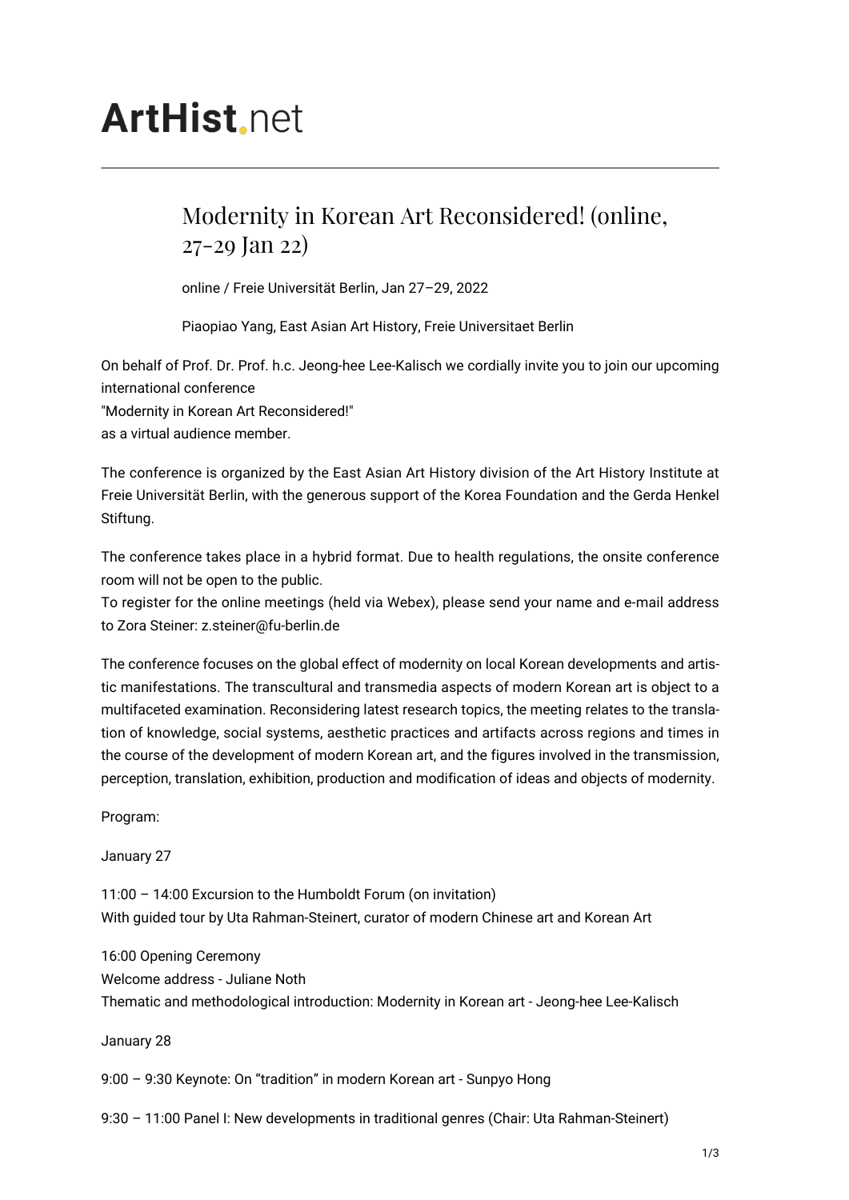# ArtHist.net

## Modernity in Korean Art Reconsidered! (online, 27-29 Jan 22)

online / Freie Universität Berlin, Jan 27–29, 2022

Piaopiao Yang, East Asian Art History, Freie Universitaet Berlin

On behalf of Prof. Dr. Prof. h.c. Jeong-hee Lee-Kalisch we cordially invite you to join our upcoming international conference
"Modernity in Korean Art Reconsidered!"
as a virtual audience member.

The conference is organized by the East Asian Art History division of the Art History Institute at Freie Universität Berlin, with the generous support of the Korea Foundation and the Gerda Henkel Stiftung.

The conference takes place in a hybrid format. Due to health regulations, the onsite conference room will not be open to the public.
To register for the online meetings (held via Webex), please send your name and e-mail address to Zora Steiner: z.steiner@fu-berlin.de

The conference focuses on the global effect of modernity on local Korean developments and artistic manifestations. The transcultural and transmedia aspects of modern Korean art is object to a multifaceted examination. Reconsidering latest research topics, the meeting relates to the translation of knowledge, social systems, aesthetic practices and artifacts across regions and times in the course of the development of modern Korean art, and the figures involved in the transmission, perception, translation, exhibition, production and modification of ideas and objects of modernity.

Program:

January 27

11:00 – 14:00 Excursion to the Humboldt Forum (on invitation)
With guided tour by Uta Rahman-Steinert, curator of modern Chinese art and Korean Art

16:00 Opening Ceremony
Welcome address - Juliane Noth
Thematic and methodological introduction: Modernity in Korean art - Jeong-hee Lee-Kalisch

January 28

9:00 – 9:30 Keynote: On "tradition" in modern Korean art - Sunpyo Hong

9:30 – 11:00 Panel I: New developments in traditional genres (Chair: Uta Rahman-Steinert)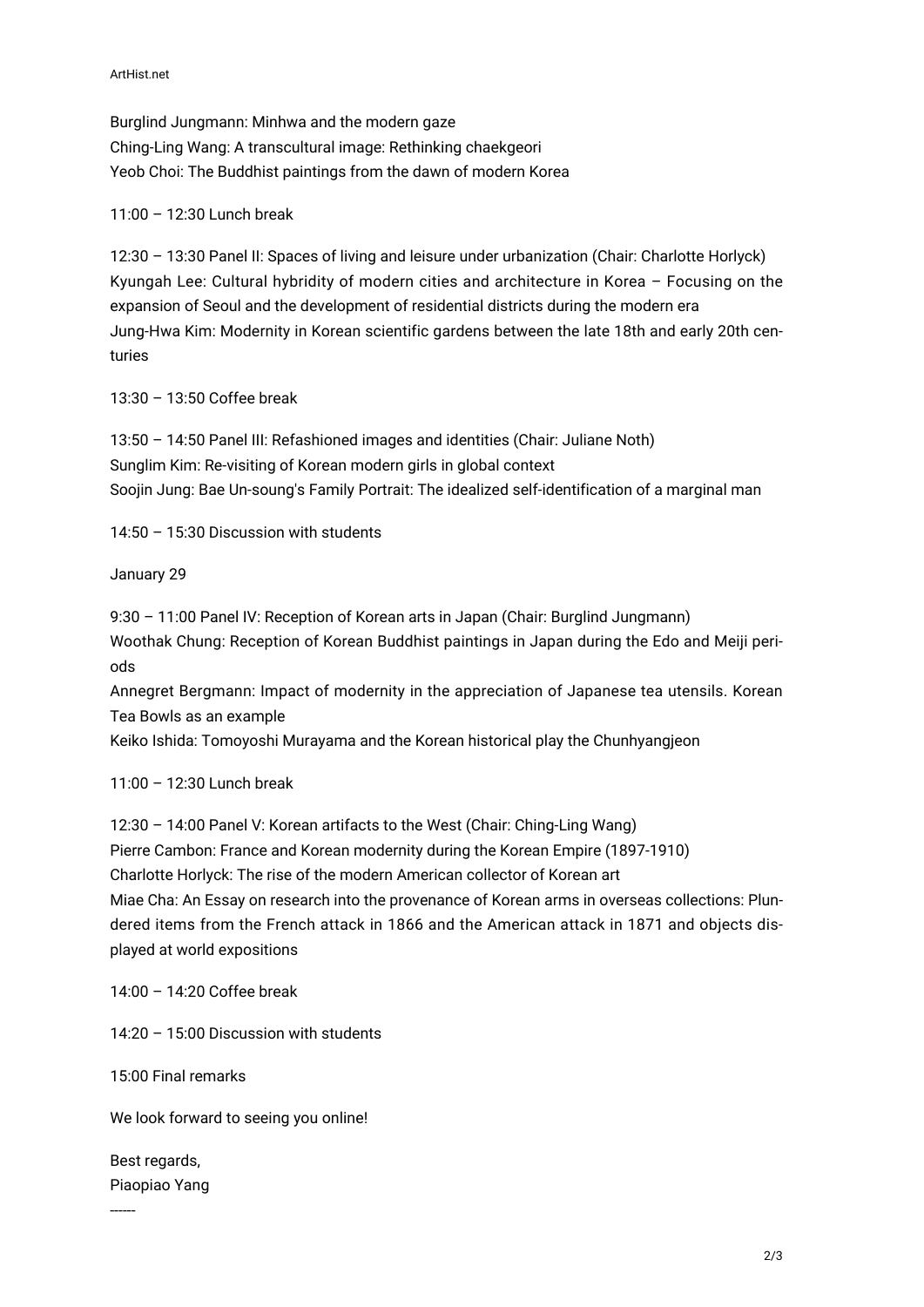Burglind Jungmann: Minhwa and the modern gaze
Ching-Ling Wang: A transcultural image: Rethinking chaekgeori
Yeob Choi: The Buddhist paintings from the dawn of modern Korea

11:00 – 12:30 Lunch break

12:30 – 13:30 Panel II: Spaces of living and leisure under urbanization (Chair: Charlotte Horlyck)
Kyungah Lee: Cultural hybridity of modern cities and architecture in Korea – Focusing on the expansion of Seoul and the development of residential districts during the modern era
Jung-Hwa Kim: Modernity in Korean scientific gardens between the late 18th and early 20th centuries

13:30 – 13:50 Coffee break

13:50 – 14:50 Panel III: Refashioned images and identities (Chair: Juliane Noth)
Sunglim Kim: Re-visiting of Korean modern girls in global context
Soojin Jung: Bae Un-soung's Family Portrait: The idealized self-identification of a marginal man

14:50 – 15:30 Discussion with students

January 29

9:30 – 11:00 Panel IV: Reception of Korean arts in Japan (Chair: Burglind Jungmann)
Woothak Chung: Reception of Korean Buddhist paintings in Japan during the Edo and Meiji periods
Annegret Bergmann: Impact of modernity in the appreciation of Japanese tea utensils. Korean Tea Bowls as an example
Keiko Ishida: Tomoyoshi Murayama and the Korean historical play the Chunhyangjeon

11:00 – 12:30 Lunch break

12:30 – 14:00 Panel V: Korean artifacts to the West (Chair: Ching-Ling Wang)
Pierre Cambon: France and Korean modernity during the Korean Empire (1897-1910)
Charlotte Horlyck: The rise of the modern American collector of Korean art
Miae Cha: An Essay on research into the provenance of Korean arms in overseas collections: Plundered items from the French attack in 1866 and the American attack in 1871 and objects displayed at world expositions

14:00 – 14:20 Coffee break

14:20 – 15:00 Discussion with students

15:00 Final remarks

We look forward to seeing you online!

Best regards,
Piaopiao Yang

------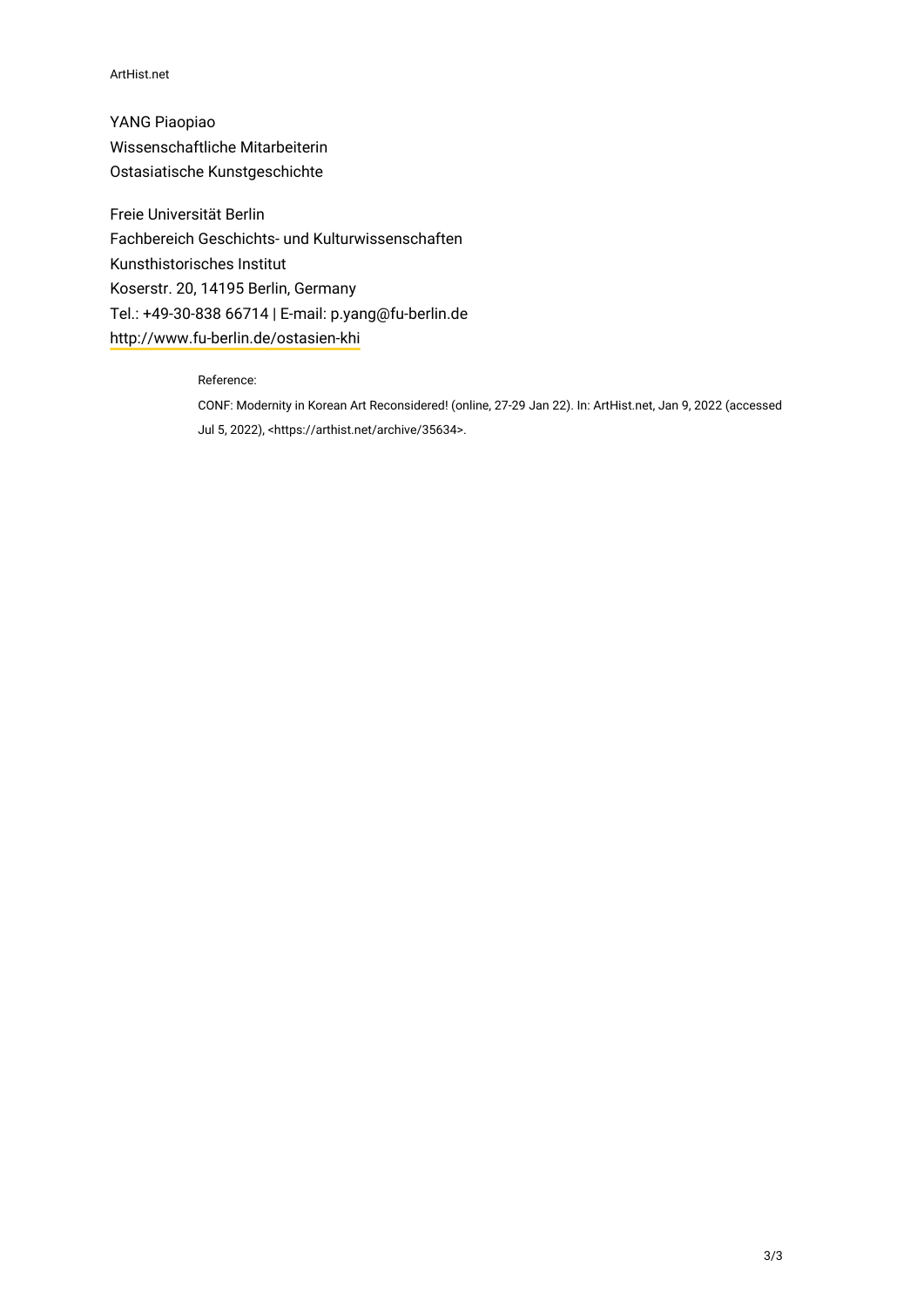YANG Piaopiao  
Wissenschaftliche Mitarbeiterin  
Ostasiatische Kunstgeschichte

Freie Universität Berlin  
Fachbereich Geschichts- und Kulturwissenschaften  
Kunsthistorisches Institut  
Koserstr. 20, 14195 Berlin, Germany  
Tel.: +49-30-838 66714 | E-mail: p.yang@fu-berlin.de  
http://www.fu-berlin.de/ostasien-khi

Reference:

CONF: Modernity in Korean Art Reconsidered! (online, 27-29 Jan 22). In: ArtHist.net, Jan 9, 2022 (accessed Jul 5, 2022), <https://arthist.net/archive/35634>.